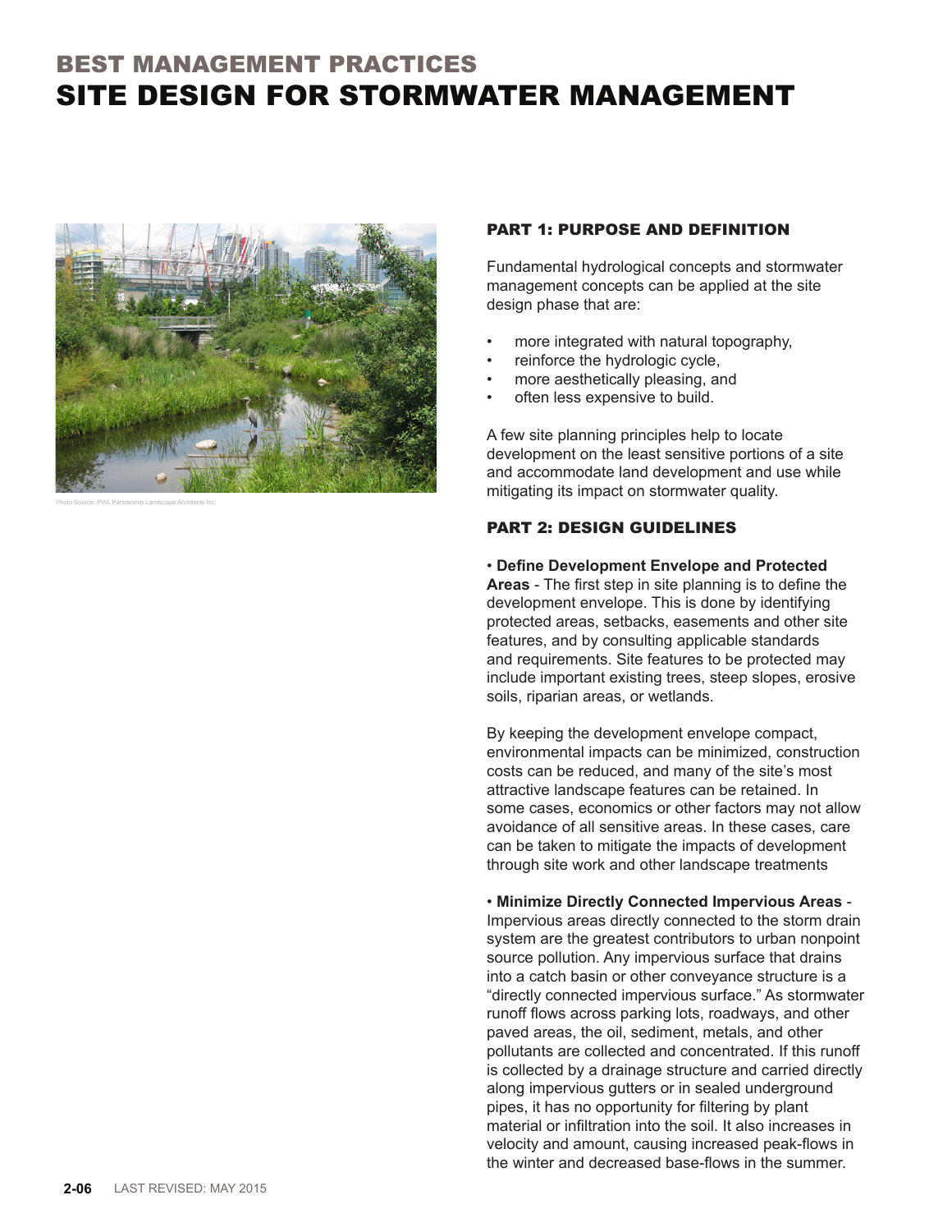# BEST MANAGEMENT PRACTICES
# SITE DESIGN FOR STORMWATER MANAGEMENT

Photo Source: PWL Partnership Landscape Architects Inc.

## PART 1: PURPOSE AND DEFINITION

Fundamental hydrological concepts and stormwater management concepts can be applied at the site design phase that are:

- more integrated with natural topography,
- reinforce the hydrologic cycle,
- more aesthetically pleasing, and
- often less expensive to build.

A few site planning principles help to locate development on the least sensitive portions of a site and accommodate land development and use while mitigating its impact on stormwater quality.

## PART 2: DESIGN GUIDELINES

• **Define Development Envelope and Protected Areas** - The first step in site planning is to define the development envelope. This is done by identifying protected areas, setbacks, easements and other site features, and by consulting applicable standards and requirements. Site features to be protected may include important existing trees, steep slopes, erosive soils, riparian areas, or wetlands.

By keeping the development envelope compact, environmental impacts can be minimized, construction costs can be reduced, and many of the site's most attractive landscape features can be retained. In some cases, economics or other factors may not allow avoidance of all sensitive areas. In these cases, care can be taken to mitigate the impacts of development through site work and other landscape treatments

• **Minimize Directly Connected Impervious Areas** - Impervious areas directly connected to the storm drain system are the greatest contributors to urban nonpoint source pollution. Any impervious surface that drains into a catch basin or other conveyance structure is a "directly connected impervious surface." As stormwater runoff flows across parking lots, roadways, and other paved areas, the oil, sediment, metals, and other pollutants are collected and concentrated. If this runoff is collected by a drainage structure and carried directly along impervious gutters or in sealed underground pipes, it has no opportunity for filtering by plant material or infiltration into the soil. It also increases in velocity and amount, causing increased peak-flows in the winter and decreased base-flows in the summer.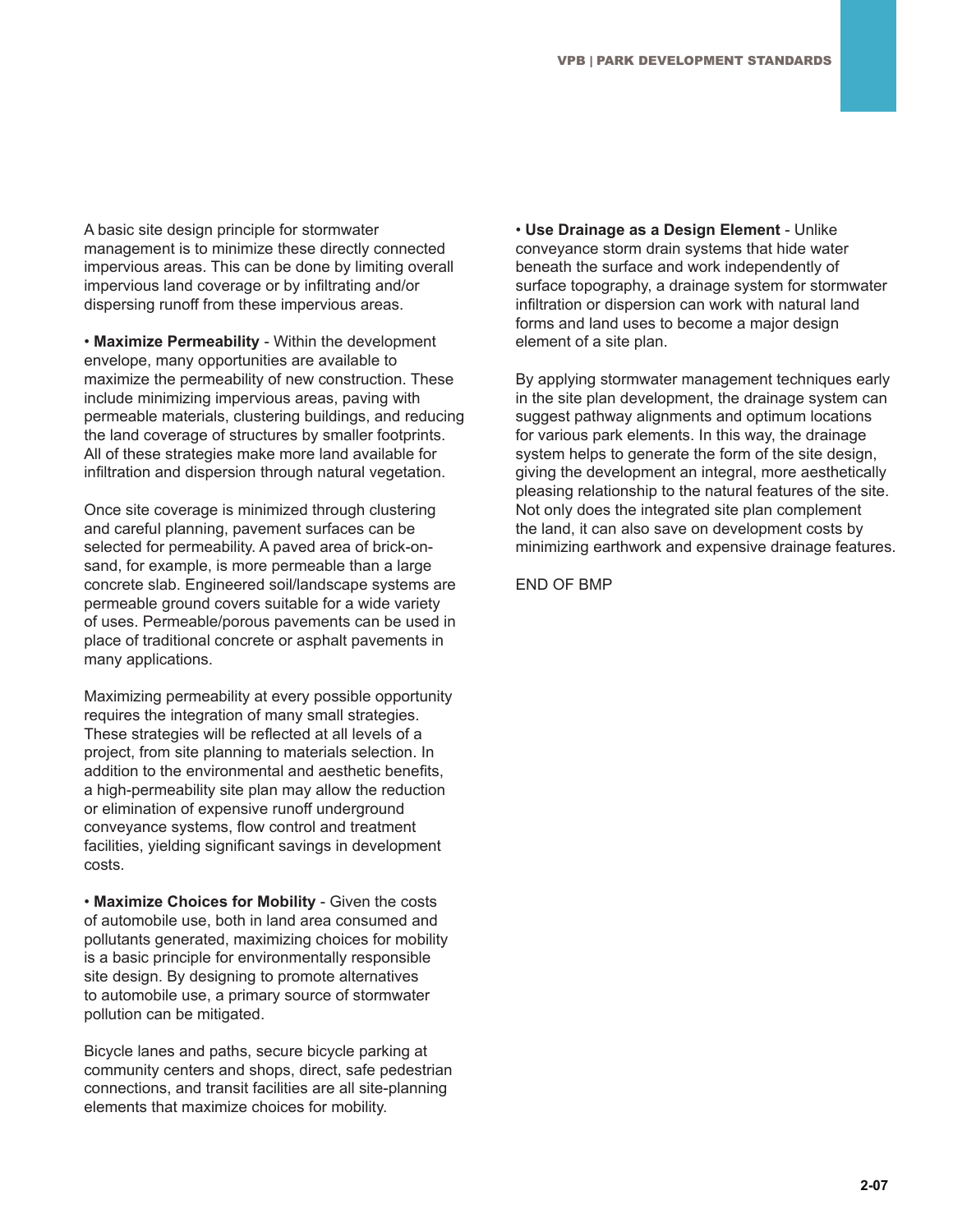A basic site design principle for stormwater management is to minimize these directly connected impervious areas. This can be done by limiting overall impervious land coverage or by infiltrating and/or dispersing runoff from these impervious areas.

• **Maximize Permeability** - Within the development envelope, many opportunities are available to maximize the permeability of new construction. These include minimizing impervious areas, paving with permeable materials, clustering buildings, and reducing the land coverage of structures by smaller footprints. All of these strategies make more land available for infiltration and dispersion through natural vegetation.

Once site coverage is minimized through clustering and careful planning, pavement surfaces can be selected for permeability. A paved area of brick-on-sand, for example, is more permeable than a large concrete slab. Engineered soil/landscape systems are permeable ground covers suitable for a wide variety of uses. Permeable/porous pavements can be used in place of traditional concrete or asphalt pavements in many applications.

Maximizing permeability at every possible opportunity requires the integration of many small strategies. These strategies will be reflected at all levels of a project, from site planning to materials selection. In addition to the environmental and aesthetic benefits, a high-permeability site plan may allow the reduction or elimination of expensive runoff underground conveyance systems, flow control and treatment facilities, yielding significant savings in development costs.

• **Maximize Choices for Mobility** - Given the costs of automobile use, both in land area consumed and pollutants generated, maximizing choices for mobility is a basic principle for environmentally responsible site design. By designing to promote alternatives to automobile use, a primary source of stormwater pollution can be mitigated.

Bicycle lanes and paths, secure bicycle parking at community centers and shops, direct, safe pedestrian connections, and transit facilities are all site-planning elements that maximize choices for mobility.

• **Use Drainage as a Design Element** - Unlike conveyance storm drain systems that hide water beneath the surface and work independently of surface topography, a drainage system for stormwater infiltration or dispersion can work with natural land forms and land uses to become a major design element of a site plan.

By applying stormwater management techniques early in the site plan development, the drainage system can suggest pathway alignments and optimum locations for various park elements. In this way, the drainage system helps to generate the form of the site design, giving the development an integral, more aesthetically pleasing relationship to the natural features of the site. Not only does the integrated site plan complement the land, it can also save on development costs by minimizing earthwork and expensive drainage features.

END OF BMP